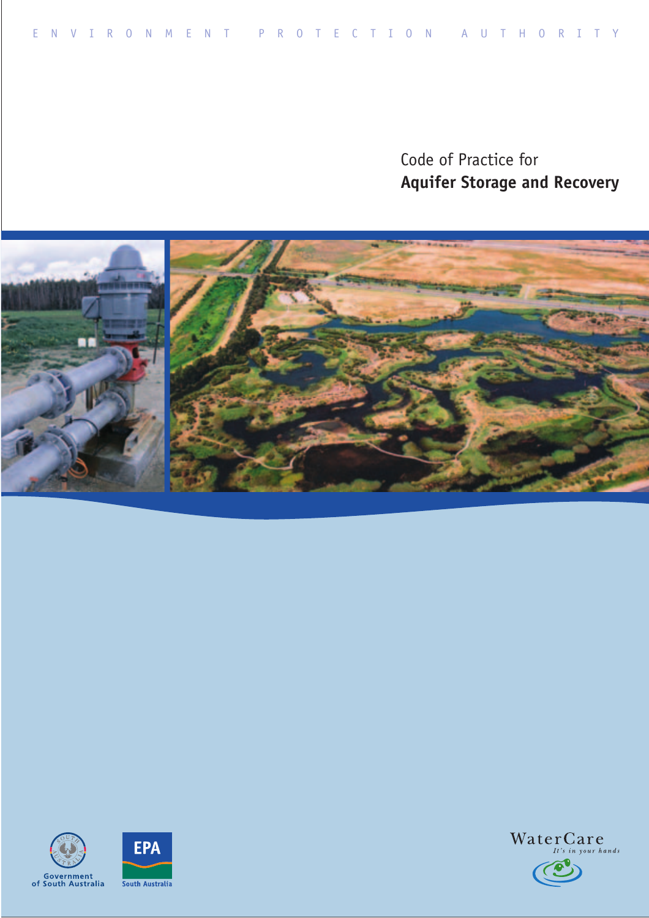ENVIRONMENT PROTECTION AUTHORITY

# Code of Practice for **Aquifer Storage and Recovery**

Government of South Australia

EPA South Australia

WaterCare
*It's in your hands*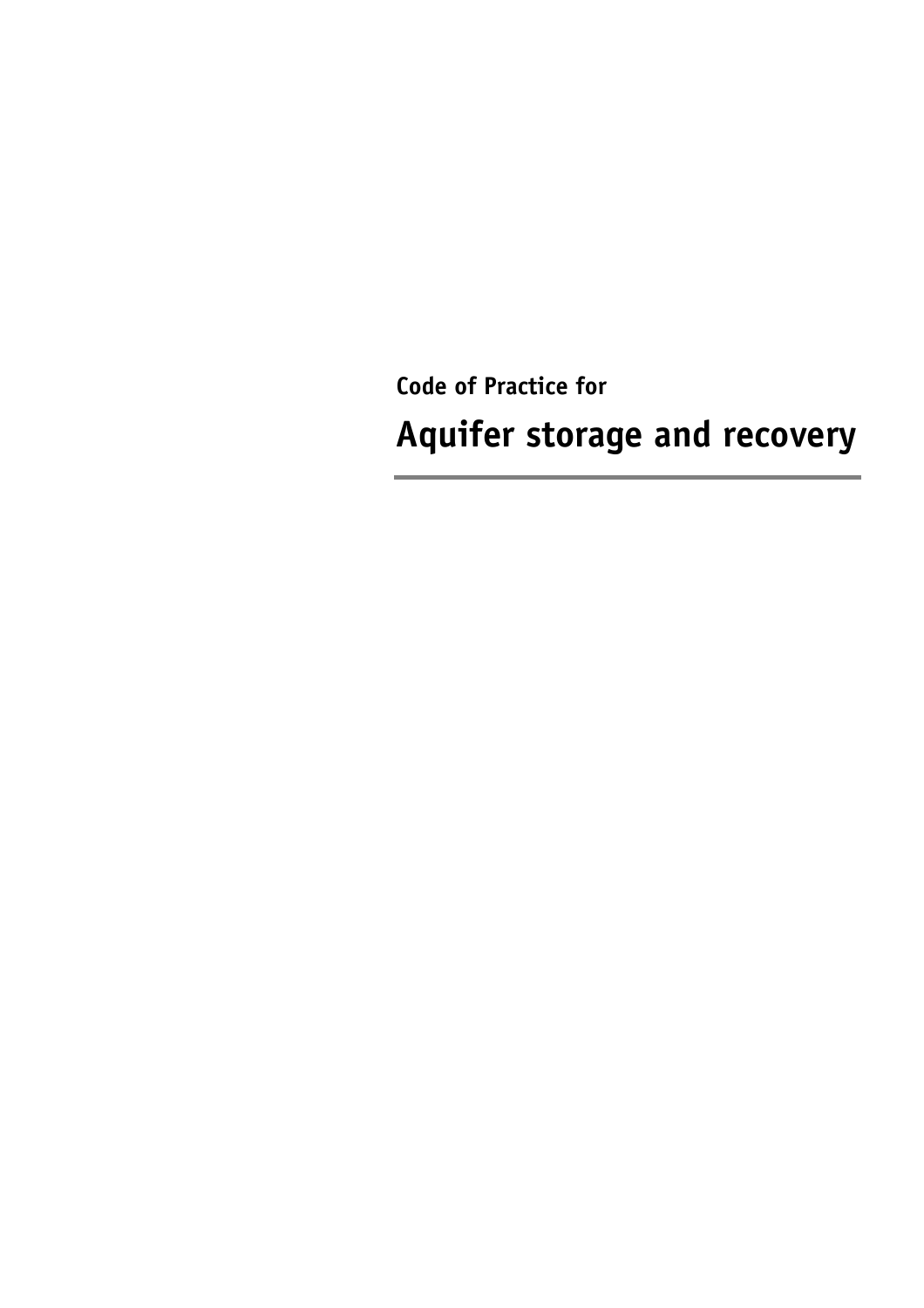Code of Practice for

# Aquifer storage and recovery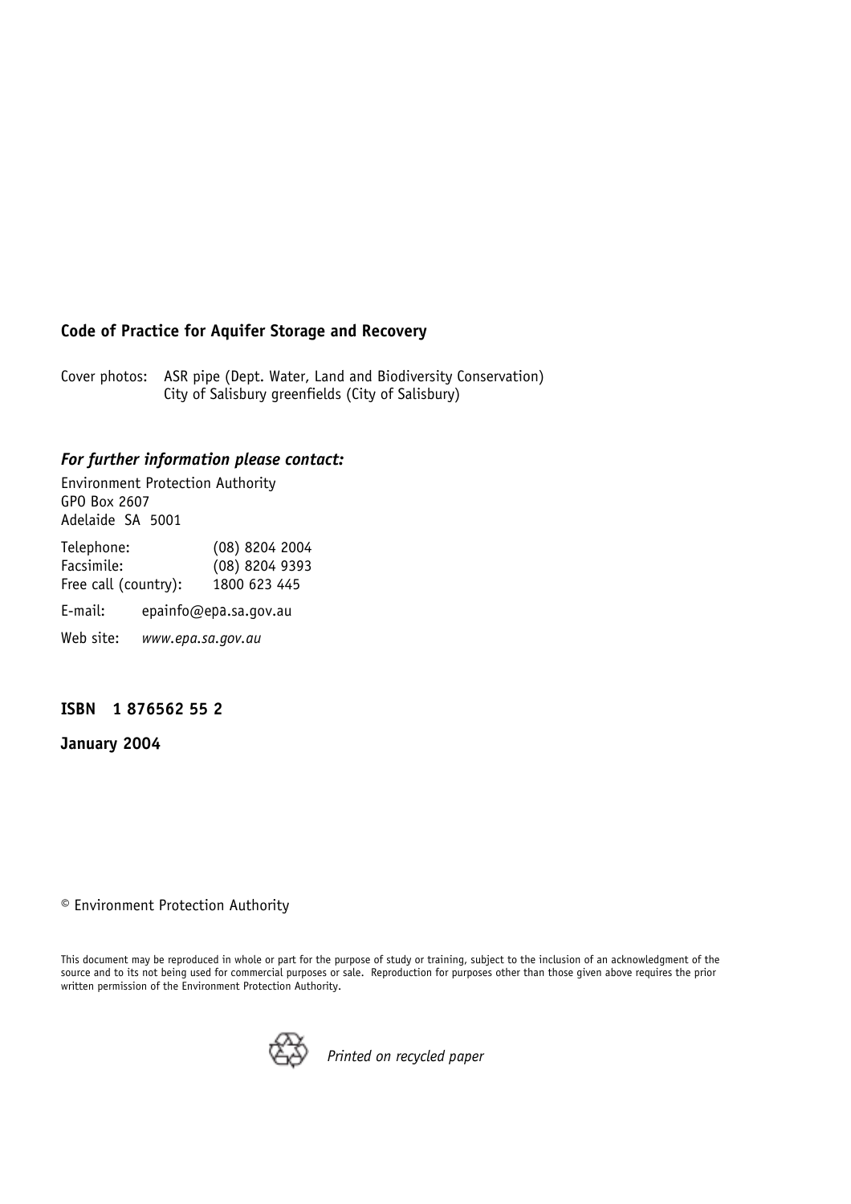**Code of Practice for Aquifer Storage and Recovery**

Cover photos: ASR pipe (Dept. Water, Land and Biodiversity Conservation)
City of Salisbury greenfields (City of Salisbury)

***For further information please contact:***

Environment Protection Authority
GPO Box 2607
Adelaide SA 5001

| | |
|---|---|
| Telephone: | (08) 8204 2004 |
| Facsimile: | (08) 8204 9393 |
| Free call (country): | 1800 623 445 |

E-mail: epainfo@epa.sa.gov.au

Web site: *www.epa.sa.gov.au*

**ISBN 1 876562 55 2**

**January 2004**

© Environment Protection Authority

This document may be reproduced in whole or part for the purpose of study or training, subject to the inclusion of an acknowledgment of the source and to its not being used for commercial purposes or sale. Reproduction for purposes other than those given above requires the prior written permission of the Environment Protection Authority.

*Printed on recycled paper*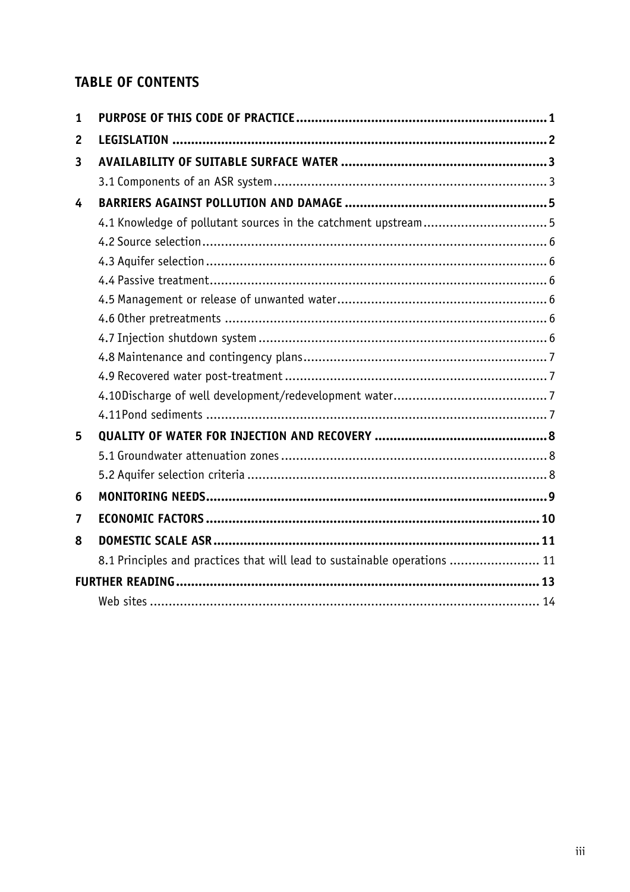## TABLE OF CONTENTS

| | | |
|---|---|---|
| **1** | **PURPOSE OF THIS CODE OF PRACTICE** | **1** |
| **2** | **LEGISLATION** | **2** |
| **3** | **AVAILABILITY OF SUITABLE SURFACE WATER** | **3** |
| | 3.1 Components of an ASR system | 3 |
| **4** | **BARRIERS AGAINST POLLUTION AND DAMAGE** | **5** |
| | 4.1 Knowledge of pollutant sources in the catchment upstream | 5 |
| | 4.2 Source selection | 6 |
| | 4.3 Aquifer selection | 6 |
| | 4.4 Passive treatment | 6 |
| | 4.5 Management or release of unwanted water | 6 |
| | 4.6 Other pretreatments | 6 |
| | 4.7 Injection shutdown system | 6 |
| | 4.8 Maintenance and contingency plans | 7 |
| | 4.9 Recovered water post-treatment | 7 |
| | 4.10Discharge of well development/redevelopment water | 7 |
| | 4.11Pond sediments | 7 |
| **5** | **QUALITY OF WATER FOR INJECTION AND RECOVERY** | **8** |
| | 5.1 Groundwater attenuation zones | 8 |
| | 5.2 Aquifer selection criteria | 8 |
| **6** | **MONITORING NEEDS** | **9** |
| **7** | **ECONOMIC FACTORS** | **10** |
| **8** | **DOMESTIC SCALE ASR** | **11** |
| | 8.1 Principles and practices that will lead to sustainable operations | 11 |
| **FURTHER READING** | | **13** |
| | Web sites | 14 |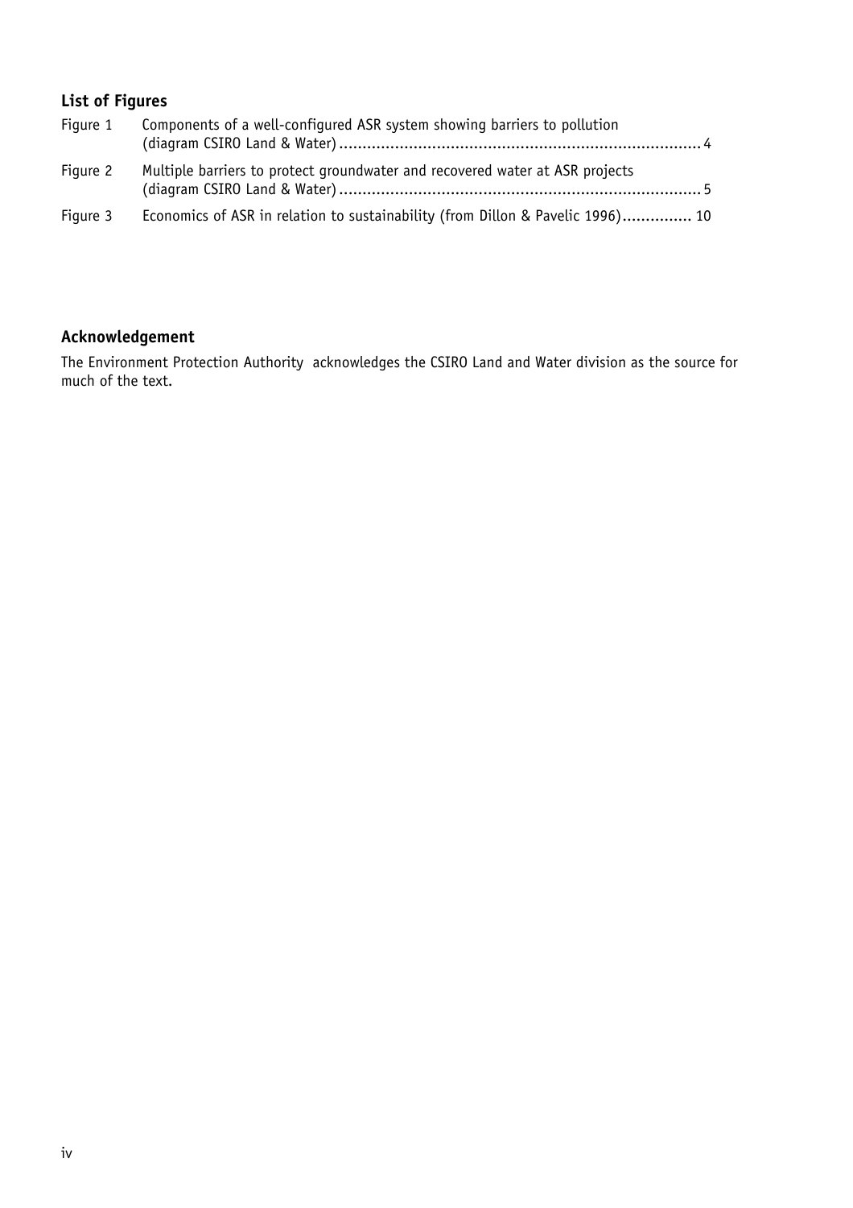## List of Figures

| | | |
|---|---|---|
| Figure 1 | Components of a well-configured ASR system showing barriers to pollution (diagram CSIRO Land & Water) | 4 |
| Figure 2 | Multiple barriers to protect groundwater and recovered water at ASR projects (diagram CSIRO Land & Water) | 5 |
| Figure 3 | Economics of ASR in relation to sustainability (from Dillon & Pavelic 1996) | 10 |

## Acknowledgement

The Environment Protection Authority acknowledges the CSIRO Land and Water division as the source for much of the text.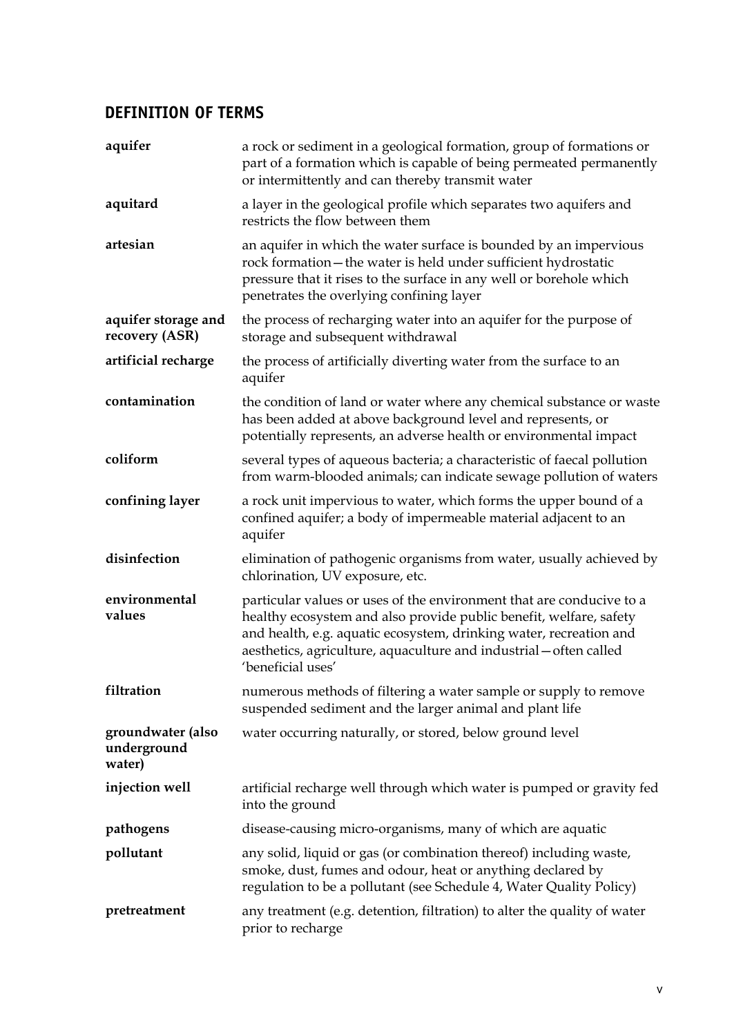## DEFINITION OF TERMS

| | |
|---|---|
| **aquifer** | a rock or sediment in a geological formation, group of formations or part of a formation which is capable of being permeated permanently or intermittently and can thereby transmit water |
| **aquitard** | a layer in the geological profile which separates two aquifers and restricts the flow between them |
| **artesian** | an aquifer in which the water surface is bounded by an impervious rock formation—the water is held under sufficient hydrostatic pressure that it rises to the surface in any well or borehole which penetrates the overlying confining layer |
| **aquifer storage and recovery (ASR)** | the process of recharging water into an aquifer for the purpose of storage and subsequent withdrawal |
| **artificial recharge** | the process of artificially diverting water from the surface to an aquifer |
| **contamination** | the condition of land or water where any chemical substance or waste has been added at above background level and represents, or potentially represents, an adverse health or environmental impact |
| **coliform** | several types of aqueous bacteria; a characteristic of faecal pollution from warm-blooded animals; can indicate sewage pollution of waters |
| **confining layer** | a rock unit impervious to water, which forms the upper bound of a confined aquifer; a body of impermeable material adjacent to an aquifer |
| **disinfection** | elimination of pathogenic organisms from water, usually achieved by chlorination, UV exposure, etc. |
| **environmental values** | particular values or uses of the environment that are conducive to a healthy ecosystem and also provide public benefit, welfare, safety and health, e.g. aquatic ecosystem, drinking water, recreation and aesthetics, agriculture, aquaculture and industrial—often called 'beneficial uses' |
| **filtration** | numerous methods of filtering a water sample or supply to remove suspended sediment and the larger animal and plant life |
| **groundwater (also underground water)** | water occurring naturally, or stored, below ground level |
| **injection well** | artificial recharge well through which water is pumped or gravity fed into the ground |
| **pathogens** | disease-causing micro-organisms, many of which are aquatic |
| **pollutant** | any solid, liquid or gas (or combination thereof) including waste, smoke, dust, fumes and odour, heat or anything declared by regulation to be a pollutant (see Schedule 4, Water Quality Policy) |
| **pretreatment** | any treatment (e.g. detention, filtration) to alter the quality of water prior to recharge |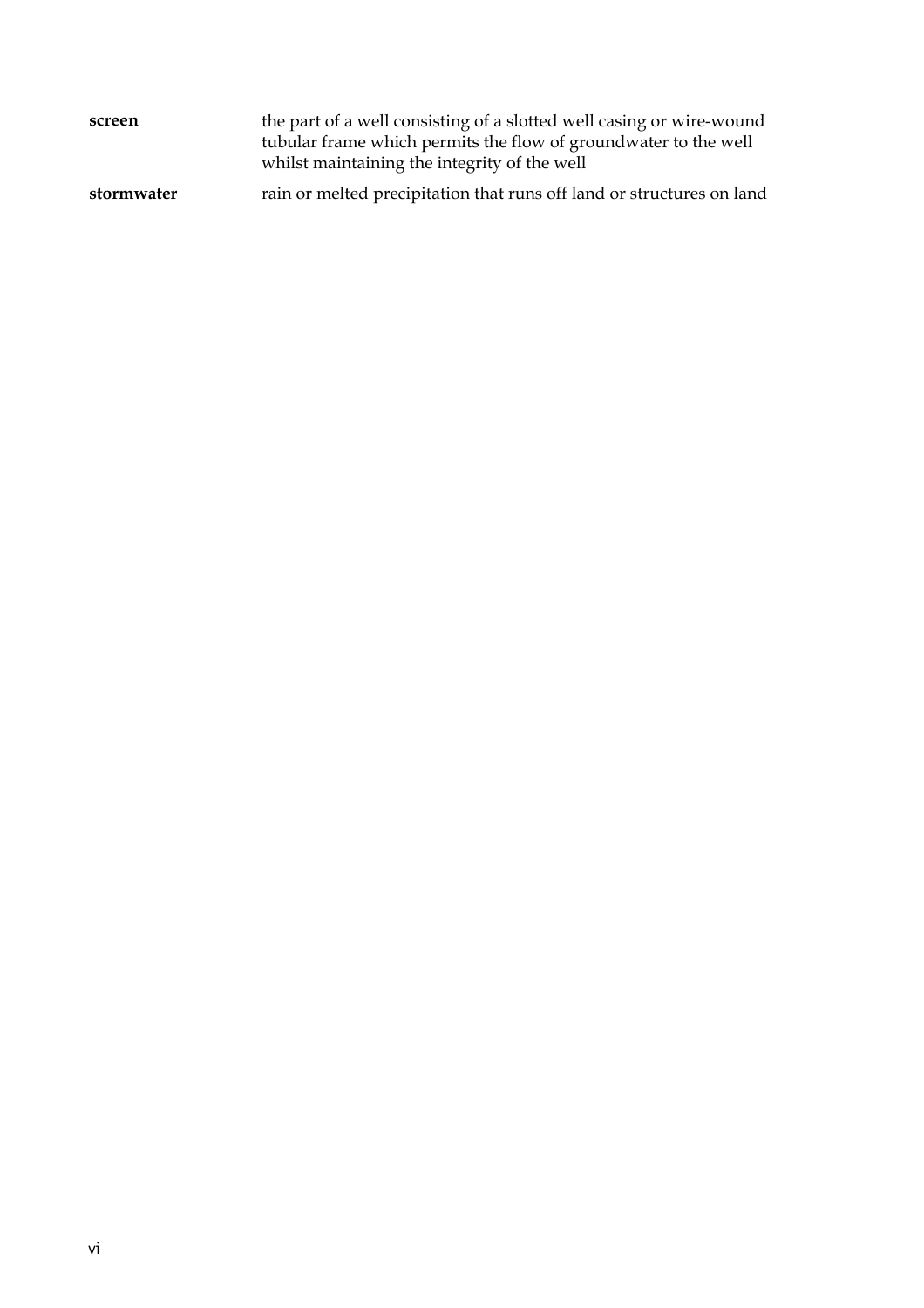**screen** the part of a well consisting of a slotted well casing or wire-wound tubular frame which permits the flow of groundwater to the well whilst maintaining the integrity of the well

**stormwater** rain or melted precipitation that runs off land or structures on land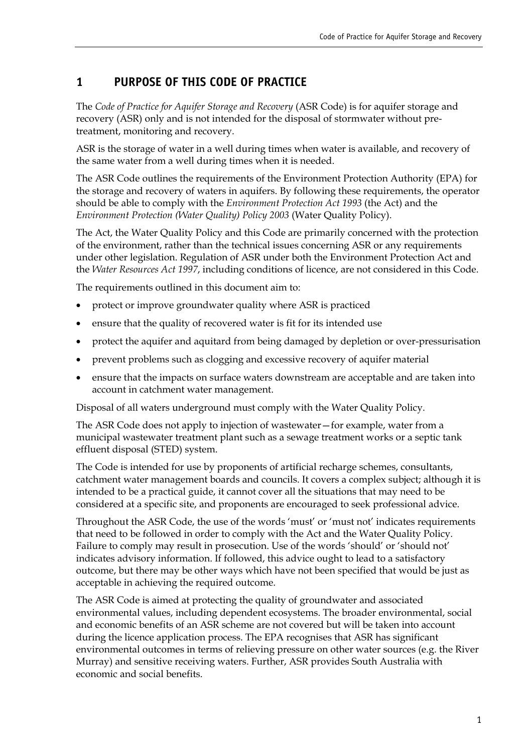# 1 PURPOSE OF THIS CODE OF PRACTICE

The *Code of Practice for Aquifer Storage and Recovery* (ASR Code) is for aquifer storage and recovery (ASR) only and is not intended for the disposal of stormwater without pre-treatment, monitoring and recovery.

ASR is the storage of water in a well during times when water is available, and recovery of the same water from a well during times when it is needed.

The ASR Code outlines the requirements of the Environment Protection Authority (EPA) for the storage and recovery of waters in aquifers. By following these requirements, the operator should be able to comply with the *Environment Protection Act 1993* (the Act) and the *Environment Protection (Water Quality) Policy 2003* (Water Quality Policy).

The Act, the Water Quality Policy and this Code are primarily concerned with the protection of the environment, rather than the technical issues concerning ASR or any requirements under other legislation. Regulation of ASR under both the Environment Protection Act and the *Water Resources Act 1997*, including conditions of licence, are not considered in this Code.

The requirements outlined in this document aim to:

- protect or improve groundwater quality where ASR is practiced
- ensure that the quality of recovered water is fit for its intended use
- protect the aquifer and aquitard from being damaged by depletion or over-pressurisation
- prevent problems such as clogging and excessive recovery of aquifer material
- ensure that the impacts on surface waters downstream are acceptable and are taken into account in catchment water management.

Disposal of all waters underground must comply with the Water Quality Policy.

The ASR Code does not apply to injection of wastewater—for example, water from a municipal wastewater treatment plant such as a sewage treatment works or a septic tank effluent disposal (STED) system.

The Code is intended for use by proponents of artificial recharge schemes, consultants, catchment water management boards and councils. It covers a complex subject; although it is intended to be a practical guide, it cannot cover all the situations that may need to be considered at a specific site, and proponents are encouraged to seek professional advice.

Throughout the ASR Code, the use of the words 'must' or 'must not' indicates requirements that need to be followed in order to comply with the Act and the Water Quality Policy. Failure to comply may result in prosecution. Use of the words 'should' or 'should not' indicates advisory information. If followed, this advice ought to lead to a satisfactory outcome, but there may be other ways which have not been specified that would be just as acceptable in achieving the required outcome.

The ASR Code is aimed at protecting the quality of groundwater and associated environmental values, including dependent ecosystems. The broader environmental, social and economic benefits of an ASR scheme are not covered but will be taken into account during the licence application process. The EPA recognises that ASR has significant environmental outcomes in terms of relieving pressure on other water sources (e.g. the River Murray) and sensitive receiving waters. Further, ASR provides South Australia with economic and social benefits.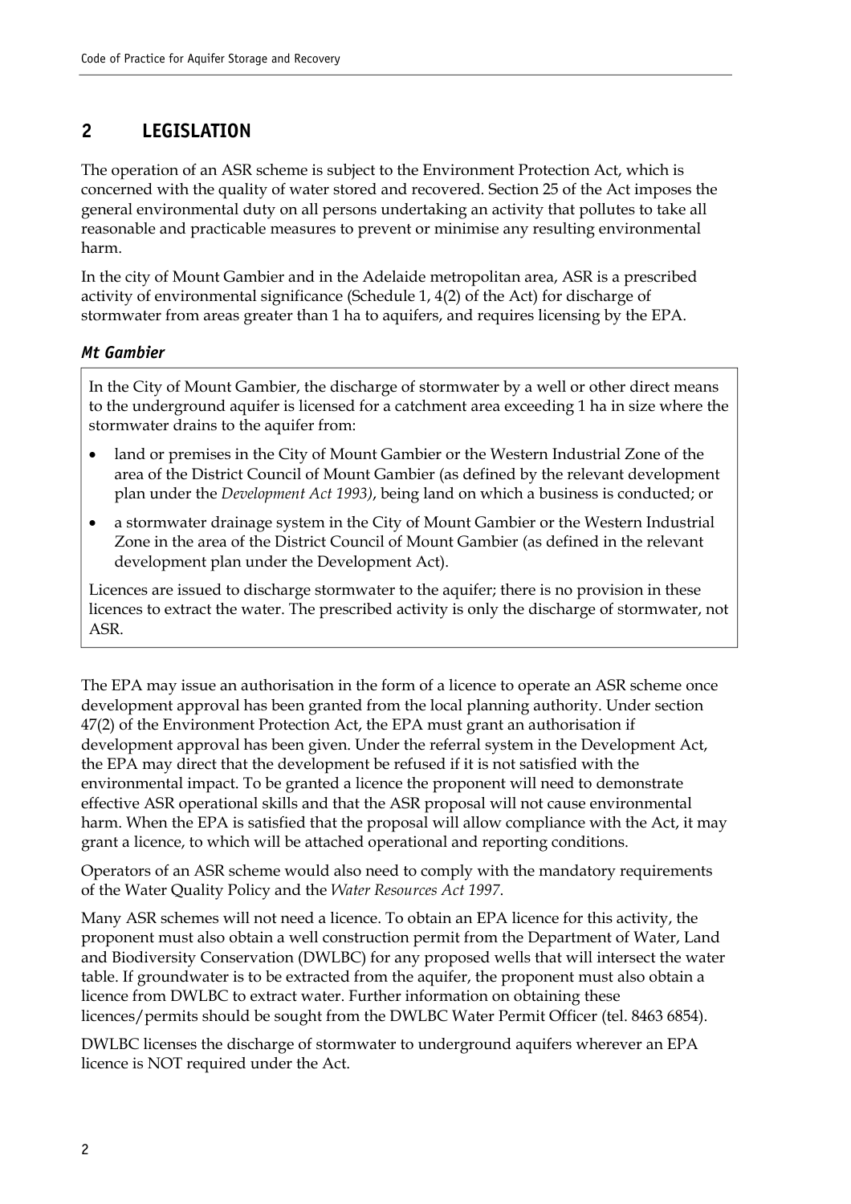## 2 LEGISLATION

The operation of an ASR scheme is subject to the Environment Protection Act, which is concerned with the quality of water stored and recovered. Section 25 of the Act imposes the general environmental duty on all persons undertaking an activity that pollutes to take all reasonable and practicable measures to prevent or minimise any resulting environmental harm.

In the city of Mount Gambier and in the Adelaide metropolitan area, ASR is a prescribed activity of environmental significance (Schedule 1, 4(2) of the Act) for discharge of stormwater from areas greater than 1 ha to aquifers, and requires licensing by the EPA.

### *Mt Gambier*

In the City of Mount Gambier, the discharge of stormwater by a well or other direct means to the underground aquifer is licensed for a catchment area exceeding 1 ha in size where the stormwater drains to the aquifer from:

- land or premises in the City of Mount Gambier or the Western Industrial Zone of the area of the District Council of Mount Gambier (as defined by the relevant development plan under the *Development Act 1993)*, being land on which a business is conducted; or
- a stormwater drainage system in the City of Mount Gambier or the Western Industrial Zone in the area of the District Council of Mount Gambier (as defined in the relevant development plan under the Development Act).

Licences are issued to discharge stormwater to the aquifer; there is no provision in these licences to extract the water. The prescribed activity is only the discharge of stormwater, not ASR.

The EPA may issue an authorisation in the form of a licence to operate an ASR scheme once development approval has been granted from the local planning authority. Under section 47(2) of the Environment Protection Act, the EPA must grant an authorisation if development approval has been given. Under the referral system in the Development Act, the EPA may direct that the development be refused if it is not satisfied with the environmental impact. To be granted a licence the proponent will need to demonstrate effective ASR operational skills and that the ASR proposal will not cause environmental harm. When the EPA is satisfied that the proposal will allow compliance with the Act, it may grant a licence, to which will be attached operational and reporting conditions.

Operators of an ASR scheme would also need to comply with the mandatory requirements of the Water Quality Policy and the *Water Resources Act 1997*.

Many ASR schemes will not need a licence. To obtain an EPA licence for this activity, the proponent must also obtain a well construction permit from the Department of Water, Land and Biodiversity Conservation (DWLBC) for any proposed wells that will intersect the water table. If groundwater is to be extracted from the aquifer, the proponent must also obtain a licence from DWLBC to extract water. Further information on obtaining these licences/permits should be sought from the DWLBC Water Permit Officer (tel. 8463 6854).

DWLBC licenses the discharge of stormwater to underground aquifers wherever an EPA licence is NOT required under the Act.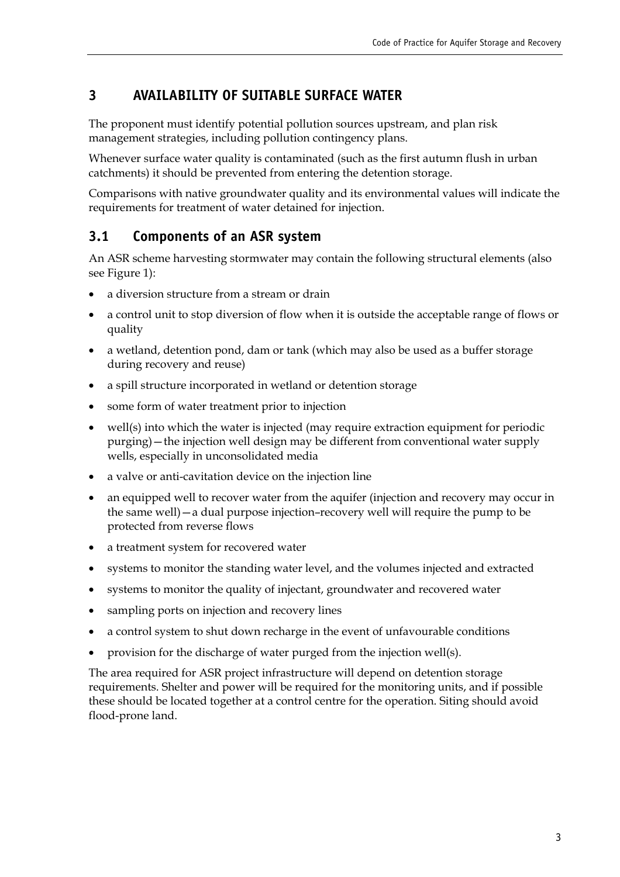# 3 AVAILABILITY OF SUITABLE SURFACE WATER

The proponent must identify potential pollution sources upstream, and plan risk management strategies, including pollution contingency plans.

Whenever surface water quality is contaminated (such as the first autumn flush in urban catchments) it should be prevented from entering the detention storage.

Comparisons with native groundwater quality and its environmental values will indicate the requirements for treatment of water detained for injection.

## 3.1 Components of an ASR system

An ASR scheme harvesting stormwater may contain the following structural elements (also see Figure 1):

- a diversion structure from a stream or drain
- a control unit to stop diversion of flow when it is outside the acceptable range of flows or quality
- a wetland, detention pond, dam or tank (which may also be used as a buffer storage during recovery and reuse)
- a spill structure incorporated in wetland or detention storage
- some form of water treatment prior to injection
- well(s) into which the water is injected (may require extraction equipment for periodic purging)—the injection well design may be different from conventional water supply wells, especially in unconsolidated media
- a valve or anti-cavitation device on the injection line
- an equipped well to recover water from the aquifer (injection and recovery may occur in the same well)—a dual purpose injection–recovery well will require the pump to be protected from reverse flows
- a treatment system for recovered water
- systems to monitor the standing water level, and the volumes injected and extracted
- systems to monitor the quality of injectant, groundwater and recovered water
- sampling ports on injection and recovery lines
- a control system to shut down recharge in the event of unfavourable conditions
- provision for the discharge of water purged from the injection well(s).

The area required for ASR project infrastructure will depend on detention storage requirements. Shelter and power will be required for the monitoring units, and if possible these should be located together at a control centre for the operation. Siting should avoid flood-prone land.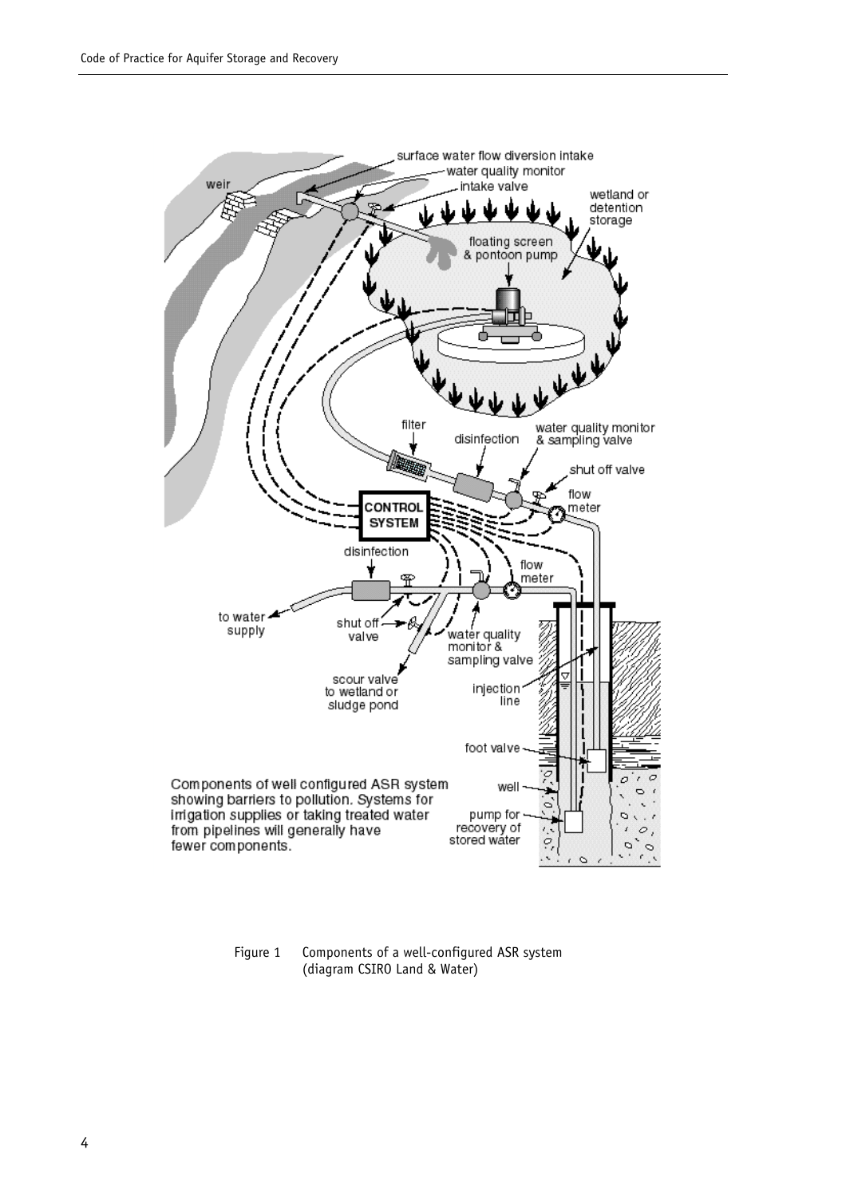Figure 1 Components of a well-configured ASR system (diagram CSIRO Land & Water)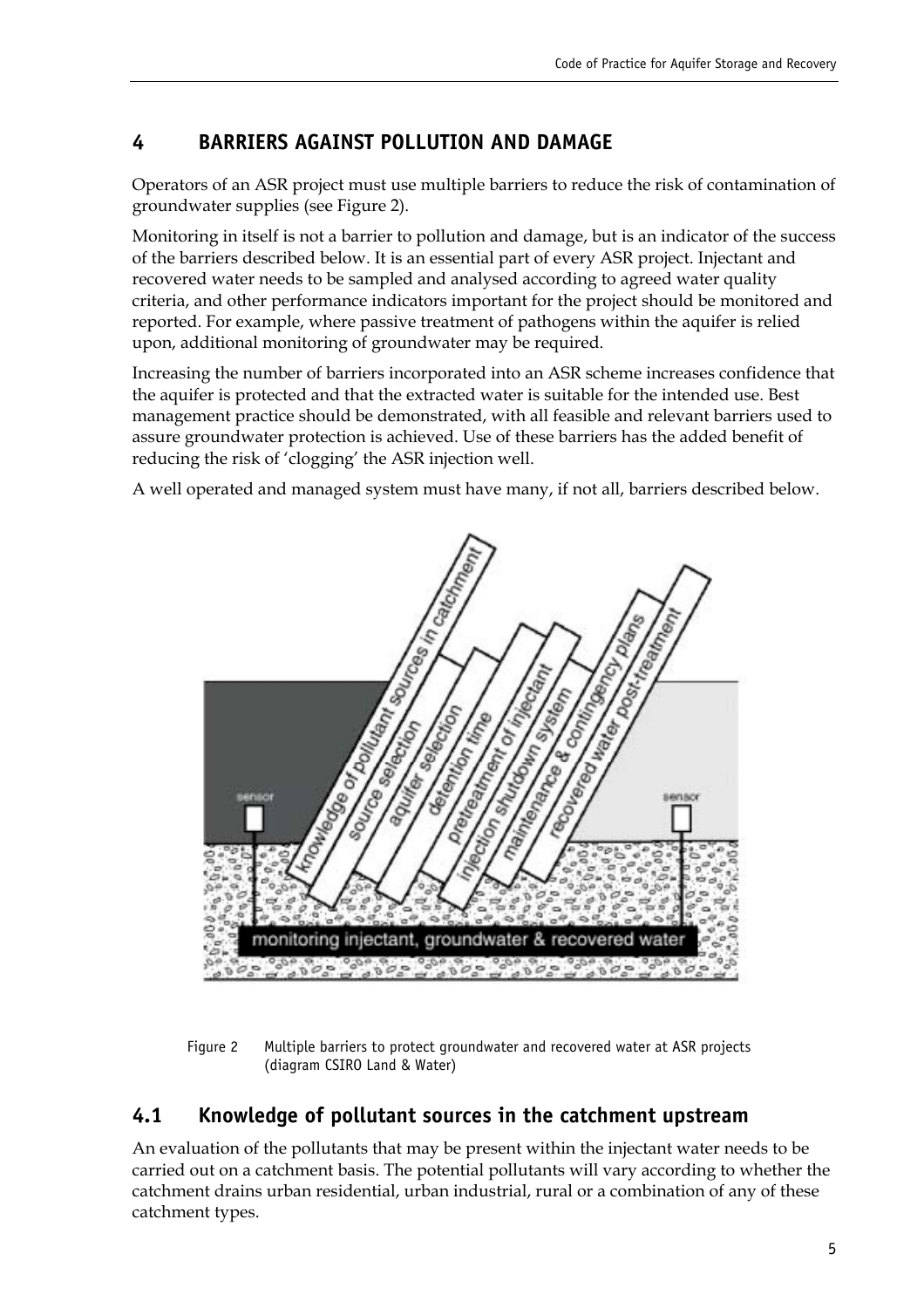# 4 BARRIERS AGAINST POLLUTION AND DAMAGE

Operators of an ASR project must use multiple barriers to reduce the risk of contamination of groundwater supplies (see Figure 2).

Monitoring in itself is not a barrier to pollution and damage, but is an indicator of the success of the barriers described below. It is an essential part of every ASR project. Injectant and recovered water needs to be sampled and analysed according to agreed water quality criteria, and other performance indicators important for the project should be monitored and reported. For example, where passive treatment of pathogens within the aquifer is relied upon, additional monitoring of groundwater may be required.

Increasing the number of barriers incorporated into an ASR scheme increases confidence that the aquifer is protected and that the extracted water is suitable for the intended use. Best management practice should be demonstrated, with all feasible and relevant barriers used to assure groundwater protection is achieved. Use of these barriers has the added benefit of reducing the risk of 'clogging' the ASR injection well.

A well operated and managed system must have many, if not all, barriers described below.

Figure 2 Multiple barriers to protect groundwater and recovered water at ASR projects (diagram CSIRO Land & Water)

## 4.1 Knowledge of pollutant sources in the catchment upstream

An evaluation of the pollutants that may be present within the injectant water needs to be carried out on a catchment basis. The potential pollutants will vary according to whether the catchment drains urban residential, urban industrial, rural or a combination of any of these catchment types.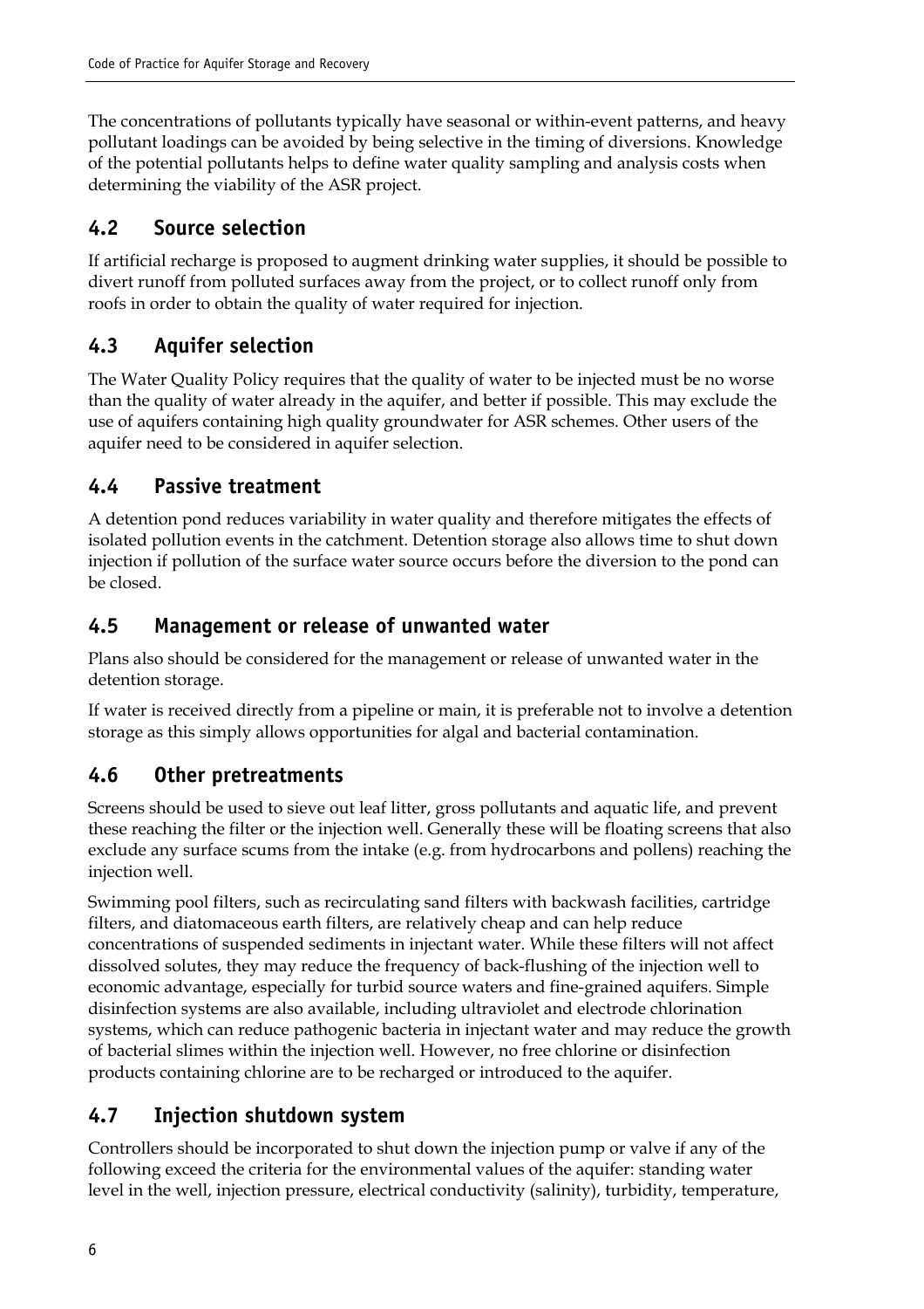The concentrations of pollutants typically have seasonal or within-event patterns, and heavy pollutant loadings can be avoided by being selective in the timing of diversions. Knowledge of the potential pollutants helps to define water quality sampling and analysis costs when determining the viability of the ASR project.

## 4.2 Source selection

If artificial recharge is proposed to augment drinking water supplies, it should be possible to divert runoff from polluted surfaces away from the project, or to collect runoff only from roofs in order to obtain the quality of water required for injection.

## 4.3 Aquifer selection

The Water Quality Policy requires that the quality of water to be injected must be no worse than the quality of water already in the aquifer, and better if possible. This may exclude the use of aquifers containing high quality groundwater for ASR schemes. Other users of the aquifer need to be considered in aquifer selection.

## 4.4 Passive treatment

A detention pond reduces variability in water quality and therefore mitigates the effects of isolated pollution events in the catchment. Detention storage also allows time to shut down injection if pollution of the surface water source occurs before the diversion to the pond can be closed.

## 4.5 Management or release of unwanted water

Plans also should be considered for the management or release of unwanted water in the detention storage.

If water is received directly from a pipeline or main, it is preferable not to involve a detention storage as this simply allows opportunities for algal and bacterial contamination.

## 4.6 Other pretreatments

Screens should be used to sieve out leaf litter, gross pollutants and aquatic life, and prevent these reaching the filter or the injection well. Generally these will be floating screens that also exclude any surface scums from the intake (e.g. from hydrocarbons and pollens) reaching the injection well.

Swimming pool filters, such as recirculating sand filters with backwash facilities, cartridge filters, and diatomaceous earth filters, are relatively cheap and can help reduce concentrations of suspended sediments in injectant water. While these filters will not affect dissolved solutes, they may reduce the frequency of back-flushing of the injection well to economic advantage, especially for turbid source waters and fine-grained aquifers. Simple disinfection systems are also available, including ultraviolet and electrode chlorination systems, which can reduce pathogenic bacteria in injectant water and may reduce the growth of bacterial slimes within the injection well. However, no free chlorine or disinfection products containing chlorine are to be recharged or introduced to the aquifer.

## 4.7 Injection shutdown system

Controllers should be incorporated to shut down the injection pump or valve if any of the following exceed the criteria for the environmental values of the aquifer: standing water level in the well, injection pressure, electrical conductivity (salinity), turbidity, temperature,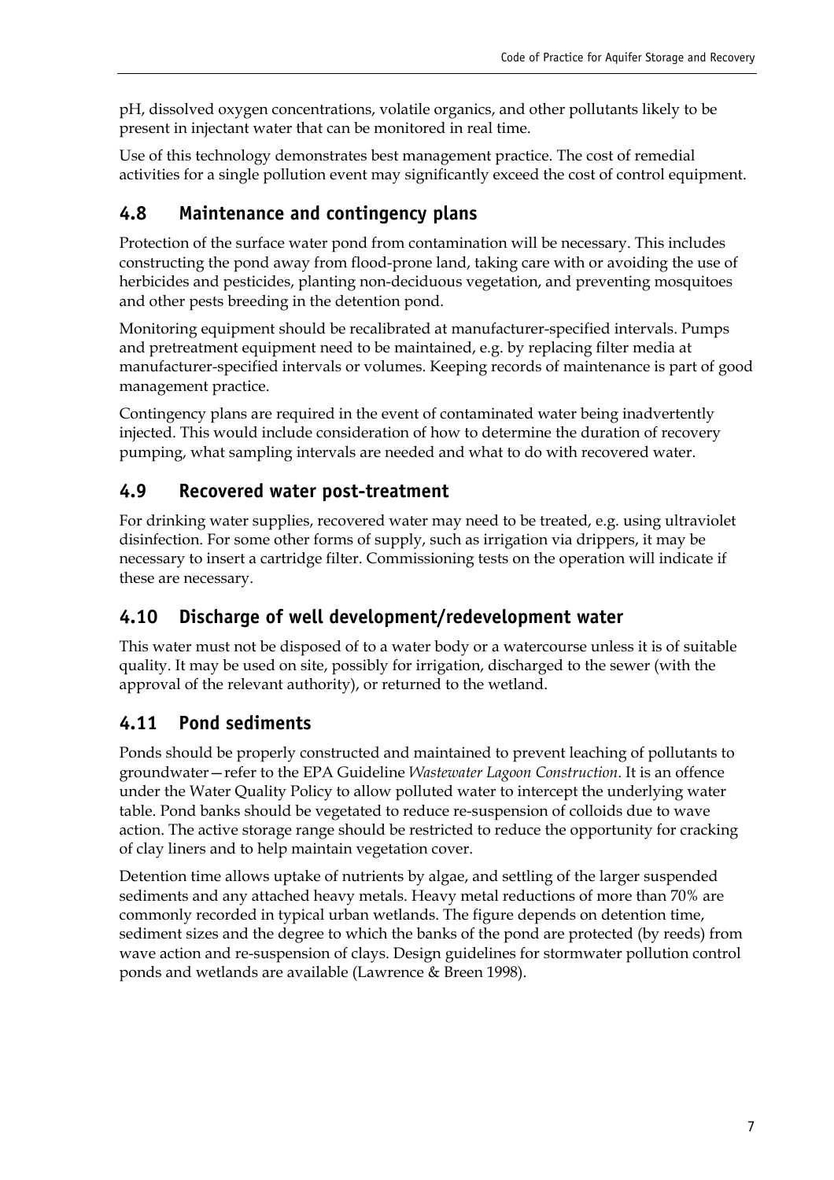pH, dissolved oxygen concentrations, volatile organics, and other pollutants likely to be present in injectant water that can be monitored in real time.

Use of this technology demonstrates best management practice. The cost of remedial activities for a single pollution event may significantly exceed the cost of control equipment.

## 4.8 Maintenance and contingency plans

Protection of the surface water pond from contamination will be necessary. This includes constructing the pond away from flood-prone land, taking care with or avoiding the use of herbicides and pesticides, planting non-deciduous vegetation, and preventing mosquitoes and other pests breeding in the detention pond.

Monitoring equipment should be recalibrated at manufacturer-specified intervals. Pumps and pretreatment equipment need to be maintained, e.g. by replacing filter media at manufacturer-specified intervals or volumes. Keeping records of maintenance is part of good management practice.

Contingency plans are required in the event of contaminated water being inadvertently injected. This would include consideration of how to determine the duration of recovery pumping, what sampling intervals are needed and what to do with recovered water.

## 4.9 Recovered water post-treatment

For drinking water supplies, recovered water may need to be treated, e.g. using ultraviolet disinfection. For some other forms of supply, such as irrigation via drippers, it may be necessary to insert a cartridge filter. Commissioning tests on the operation will indicate if these are necessary.

## 4.10 Discharge of well development/redevelopment water

This water must not be disposed of to a water body or a watercourse unless it is of suitable quality. It may be used on site, possibly for irrigation, discharged to the sewer (with the approval of the relevant authority), or returned to the wetland.

## 4.11 Pond sediments

Ponds should be properly constructed and maintained to prevent leaching of pollutants to groundwater—refer to the EPA Guideline *Wastewater Lagoon Construction*. It is an offence under the Water Quality Policy to allow polluted water to intercept the underlying water table. Pond banks should be vegetated to reduce re-suspension of colloids due to wave action. The active storage range should be restricted to reduce the opportunity for cracking of clay liners and to help maintain vegetation cover.

Detention time allows uptake of nutrients by algae, and settling of the larger suspended sediments and any attached heavy metals. Heavy metal reductions of more than 70% are commonly recorded in typical urban wetlands. The figure depends on detention time, sediment sizes and the degree to which the banks of the pond are protected (by reeds) from wave action and re-suspension of clays. Design guidelines for stormwater pollution control ponds and wetlands are available (Lawrence & Breen 1998).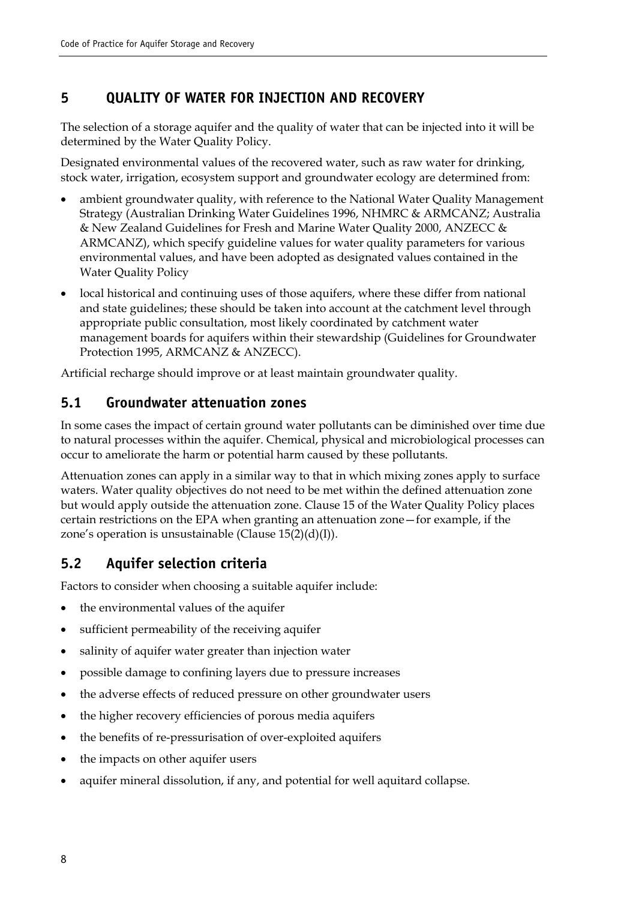## 5 QUALITY OF WATER FOR INJECTION AND RECOVERY

The selection of a storage aquifer and the quality of water that can be injected into it will be determined by the Water Quality Policy.

Designated environmental values of the recovered water, such as raw water for drinking, stock water, irrigation, ecosystem support and groundwater ecology are determined from:

- ambient groundwater quality, with reference to the National Water Quality Management Strategy (Australian Drinking Water Guidelines 1996, NHMRC & ARMCANZ; Australia & New Zealand Guidelines for Fresh and Marine Water Quality 2000, ANZECC & ARMCANZ), which specify guideline values for water quality parameters for various environmental values, and have been adopted as designated values contained in the Water Quality Policy
- local historical and continuing uses of those aquifers, where these differ from national and state guidelines; these should be taken into account at the catchment level through appropriate public consultation, most likely coordinated by catchment water management boards for aquifers within their stewardship (Guidelines for Groundwater Protection 1995, ARMCANZ & ANZECC).

Artificial recharge should improve or at least maintain groundwater quality.

### 5.1 Groundwater attenuation zones

In some cases the impact of certain ground water pollutants can be diminished over time due to natural processes within the aquifer. Chemical, physical and microbiological processes can occur to ameliorate the harm or potential harm caused by these pollutants.

Attenuation zones can apply in a similar way to that in which mixing zones apply to surface waters. Water quality objectives do not need to be met within the defined attenuation zone but would apply outside the attenuation zone. Clause 15 of the Water Quality Policy places certain restrictions on the EPA when granting an attenuation zone—for example, if the zone's operation is unsustainable (Clause 15(2)(d)(I)).

### 5.2 Aquifer selection criteria

Factors to consider when choosing a suitable aquifer include:

- the environmental values of the aquifer
- sufficient permeability of the receiving aquifer
- salinity of aquifer water greater than injection water
- possible damage to confining layers due to pressure increases
- the adverse effects of reduced pressure on other groundwater users
- the higher recovery efficiencies of porous media aquifers
- the benefits of re-pressurisation of over-exploited aquifers
- the impacts on other aquifer users
- aquifer mineral dissolution, if any, and potential for well aquitard collapse.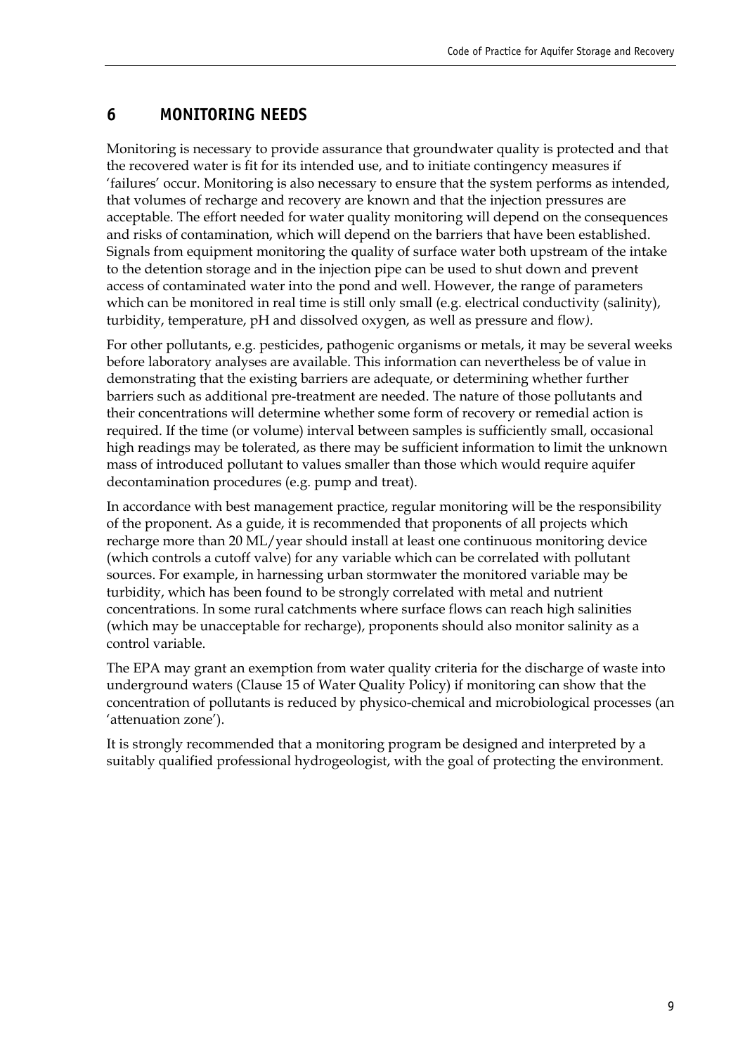## 6 MONITORING NEEDS

Monitoring is necessary to provide assurance that groundwater quality is protected and that the recovered water is fit for its intended use, and to initiate contingency measures if 'failures' occur. Monitoring is also necessary to ensure that the system performs as intended, that volumes of recharge and recovery are known and that the injection pressures are acceptable. The effort needed for water quality monitoring will depend on the consequences and risks of contamination, which will depend on the barriers that have been established. Signals from equipment monitoring the quality of surface water both upstream of the intake to the detention storage and in the injection pipe can be used to shut down and prevent access of contaminated water into the pond and well. However, the range of parameters which can be monitored in real time is still only small (e.g. electrical conductivity (salinity), turbidity, temperature, pH and dissolved oxygen, as well as pressure and flow).

For other pollutants, e.g. pesticides, pathogenic organisms or metals, it may be several weeks before laboratory analyses are available. This information can nevertheless be of value in demonstrating that the existing barriers are adequate, or determining whether further barriers such as additional pre-treatment are needed. The nature of those pollutants and their concentrations will determine whether some form of recovery or remedial action is required. If the time (or volume) interval between samples is sufficiently small, occasional high readings may be tolerated, as there may be sufficient information to limit the unknown mass of introduced pollutant to values smaller than those which would require aquifer decontamination procedures (e.g. pump and treat).

In accordance with best management practice, regular monitoring will be the responsibility of the proponent. As a guide, it is recommended that proponents of all projects which recharge more than 20 ML/year should install at least one continuous monitoring device (which controls a cutoff valve) for any variable which can be correlated with pollutant sources. For example, in harnessing urban stormwater the monitored variable may be turbidity, which has been found to be strongly correlated with metal and nutrient concentrations. In some rural catchments where surface flows can reach high salinities (which may be unacceptable for recharge), proponents should also monitor salinity as a control variable.

The EPA may grant an exemption from water quality criteria for the discharge of waste into underground waters (Clause 15 of Water Quality Policy) if monitoring can show that the concentration of pollutants is reduced by physico-chemical and microbiological processes (an 'attenuation zone').

It is strongly recommended that a monitoring program be designed and interpreted by a suitably qualified professional hydrogeologist, with the goal of protecting the environment.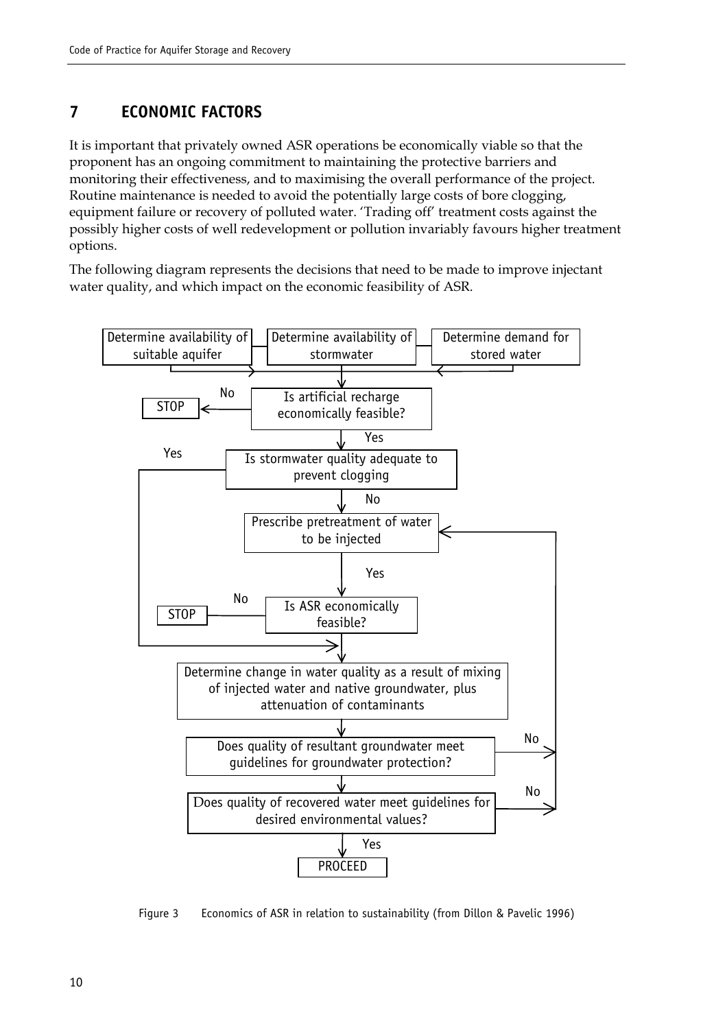# 7 ECONOMIC FACTORS

It is important that privately owned ASR operations be economically viable so that the proponent has an ongoing commitment to maintaining the protective barriers and monitoring their effectiveness, and to maximising the overall performance of the project. Routine maintenance is needed to avoid the potentially large costs of bore clogging, equipment failure or recovery of polluted water. 'Trading off' treatment costs against the possibly higher costs of well redevelopment or pollution invariably favours higher treatment options.

The following diagram represents the decisions that need to be made to improve injectant water quality, and which impact on the economic feasibility of ASR.

Determine availability of suitable aquifer

Determine availability of stormwater

Determine demand for stored water

Is artificial recharge economically feasible? — No → STOP

Yes

Is stormwater quality adequate to prevent clogging — Yes → (to "Determine change in water quality...")

No

Prescribe pretreatment of water to be injected

Yes

Is ASR economically feasible? — No → STOP

Determine change in water quality as a result of mixing of injected water and native groundwater, plus attenuation of contaminants

Does quality of resultant groundwater meet guidelines for groundwater protection? — No → (back to "Prescribe pretreatment of water to be injected")

Does quality of recovered water meet guidelines for desired environmental values? — No → (back to "Prescribe pretreatment of water to be injected")

Yes

PROCEED

Figure 3 Economics of ASR in relation to sustainability (from Dillon & Pavelic 1996)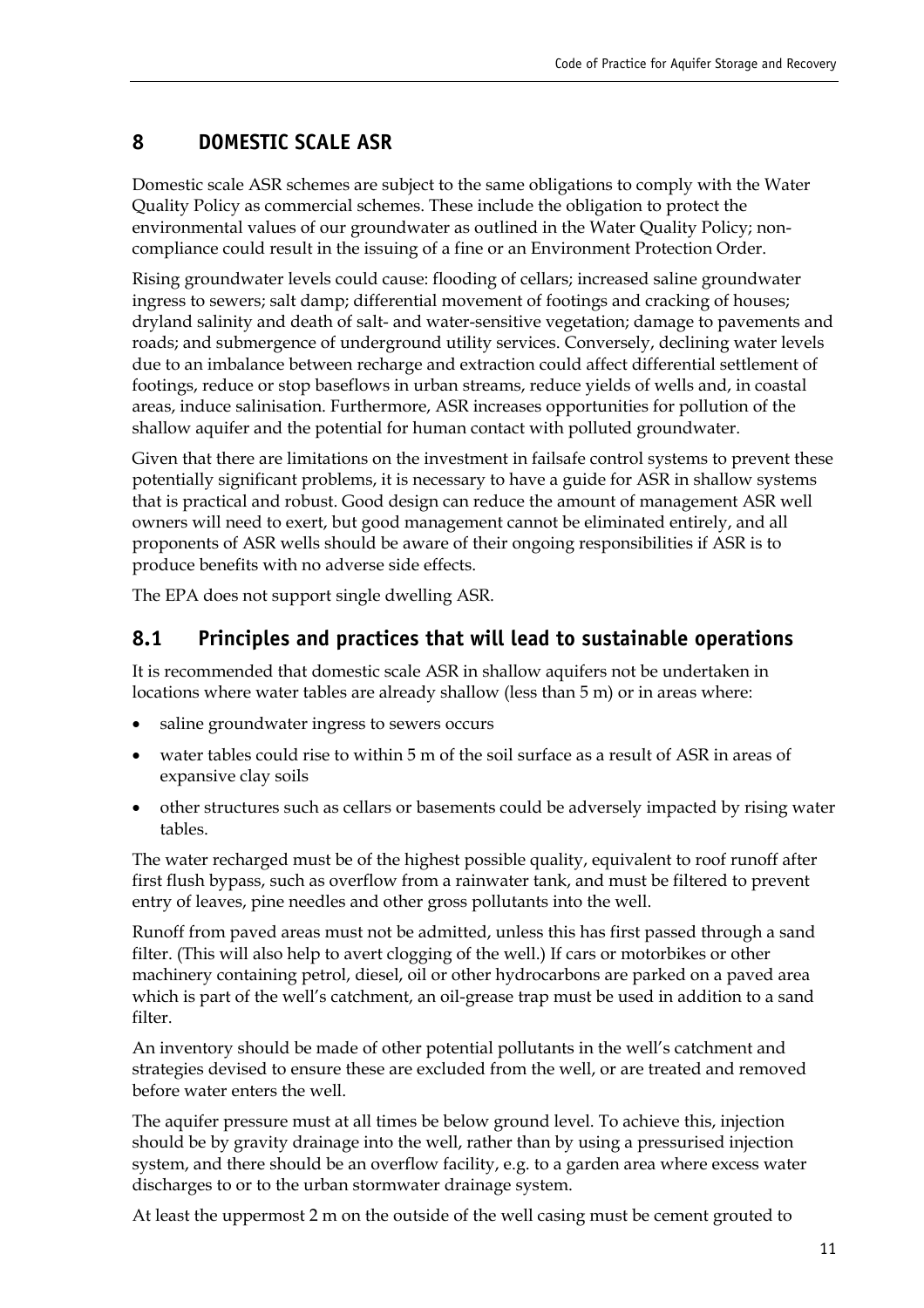# 8 DOMESTIC SCALE ASR

Domestic scale ASR schemes are subject to the same obligations to comply with the Water Quality Policy as commercial schemes. These include the obligation to protect the environmental values of our groundwater as outlined in the Water Quality Policy; non-compliance could result in the issuing of a fine or an Environment Protection Order.

Rising groundwater levels could cause: flooding of cellars; increased saline groundwater ingress to sewers; salt damp; differential movement of footings and cracking of houses; dryland salinity and death of salt- and water-sensitive vegetation; damage to pavements and roads; and submergence of underground utility services. Conversely, declining water levels due to an imbalance between recharge and extraction could affect differential settlement of footings, reduce or stop baseflows in urban streams, reduce yields of wells and, in coastal areas, induce salinisation. Furthermore, ASR increases opportunities for pollution of the shallow aquifer and the potential for human contact with polluted groundwater.

Given that there are limitations on the investment in failsafe control systems to prevent these potentially significant problems, it is necessary to have a guide for ASR in shallow systems that is practical and robust. Good design can reduce the amount of management ASR well owners will need to exert, but good management cannot be eliminated entirely, and all proponents of ASR wells should be aware of their ongoing responsibilities if ASR is to produce benefits with no adverse side effects.

The EPA does not support single dwelling ASR.

## 8.1 Principles and practices that will lead to sustainable operations

It is recommended that domestic scale ASR in shallow aquifers not be undertaken in locations where water tables are already shallow (less than 5 m) or in areas where:

- saline groundwater ingress to sewers occurs
- water tables could rise to within 5 m of the soil surface as a result of ASR in areas of expansive clay soils
- other structures such as cellars or basements could be adversely impacted by rising water tables.

The water recharged must be of the highest possible quality, equivalent to roof runoff after first flush bypass, such as overflow from a rainwater tank, and must be filtered to prevent entry of leaves, pine needles and other gross pollutants into the well.

Runoff from paved areas must not be admitted, unless this has first passed through a sand filter. (This will also help to avert clogging of the well.) If cars or motorbikes or other machinery containing petrol, diesel, oil or other hydrocarbons are parked on a paved area which is part of the well's catchment, an oil-grease trap must be used in addition to a sand filter.

An inventory should be made of other potential pollutants in the well's catchment and strategies devised to ensure these are excluded from the well, or are treated and removed before water enters the well.

The aquifer pressure must at all times be below ground level. To achieve this, injection should be by gravity drainage into the well, rather than by using a pressurised injection system, and there should be an overflow facility, e.g. to a garden area where excess water discharges to or to the urban stormwater drainage system.

At least the uppermost 2 m on the outside of the well casing must be cement grouted to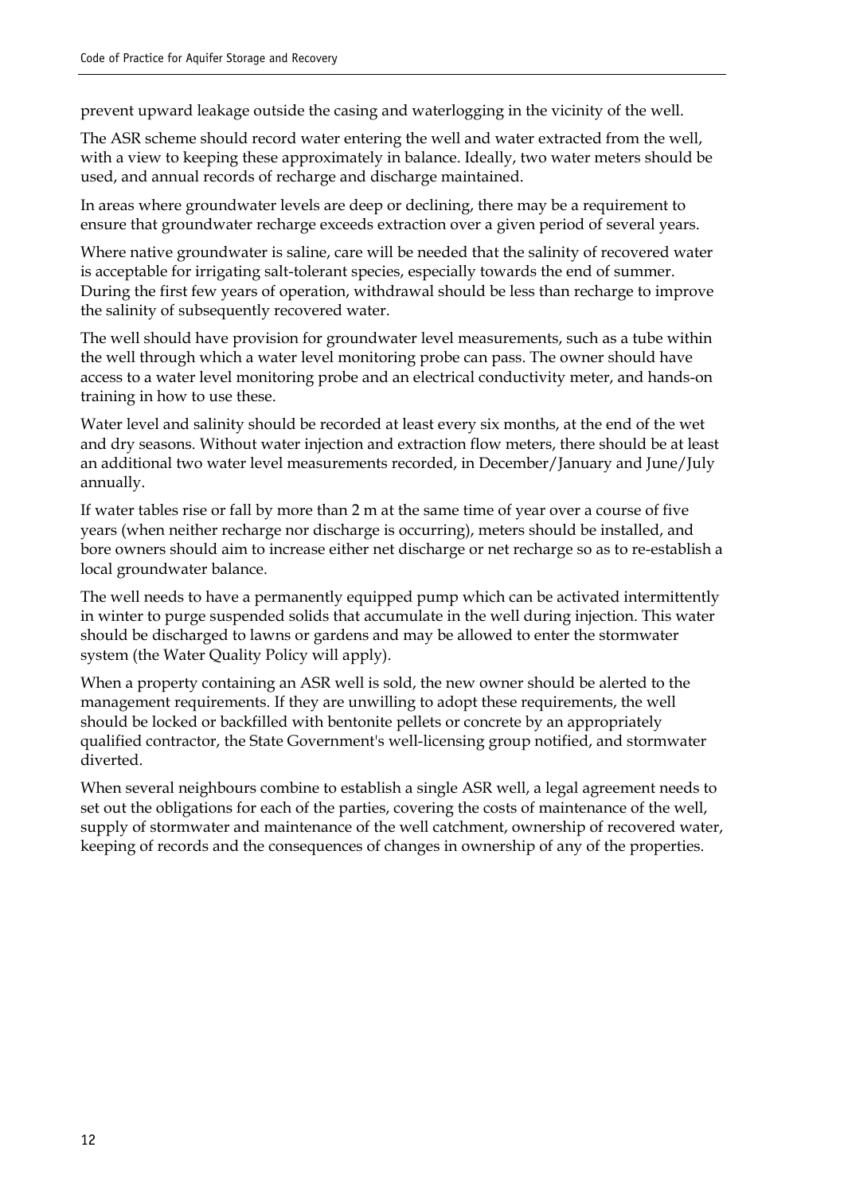prevent upward leakage outside the casing and waterlogging in the vicinity of the well.

The ASR scheme should record water entering the well and water extracted from the well, with a view to keeping these approximately in balance. Ideally, two water meters should be used, and annual records of recharge and discharge maintained.

In areas where groundwater levels are deep or declining, there may be a requirement to ensure that groundwater recharge exceeds extraction over a given period of several years.

Where native groundwater is saline, care will be needed that the salinity of recovered water is acceptable for irrigating salt-tolerant species, especially towards the end of summer. During the first few years of operation, withdrawal should be less than recharge to improve the salinity of subsequently recovered water.

The well should have provision for groundwater level measurements, such as a tube within the well through which a water level monitoring probe can pass. The owner should have access to a water level monitoring probe and an electrical conductivity meter, and hands-on training in how to use these.

Water level and salinity should be recorded at least every six months, at the end of the wet and dry seasons. Without water injection and extraction flow meters, there should be at least an additional two water level measurements recorded, in December/January and June/July annually.

If water tables rise or fall by more than 2 m at the same time of year over a course of five years (when neither recharge nor discharge is occurring), meters should be installed, and bore owners should aim to increase either net discharge or net recharge so as to re-establish a local groundwater balance.

The well needs to have a permanently equipped pump which can be activated intermittently in winter to purge suspended solids that accumulate in the well during injection. This water should be discharged to lawns or gardens and may be allowed to enter the stormwater system (the Water Quality Policy will apply).

When a property containing an ASR well is sold, the new owner should be alerted to the management requirements. If they are unwilling to adopt these requirements, the well should be locked or backfilled with bentonite pellets or concrete by an appropriately qualified contractor, the State Government's well-licensing group notified, and stormwater diverted.

When several neighbours combine to establish a single ASR well, a legal agreement needs to set out the obligations for each of the parties, covering the costs of maintenance of the well, supply of stormwater and maintenance of the well catchment, ownership of recovered water, keeping of records and the consequences of changes in ownership of any of the properties.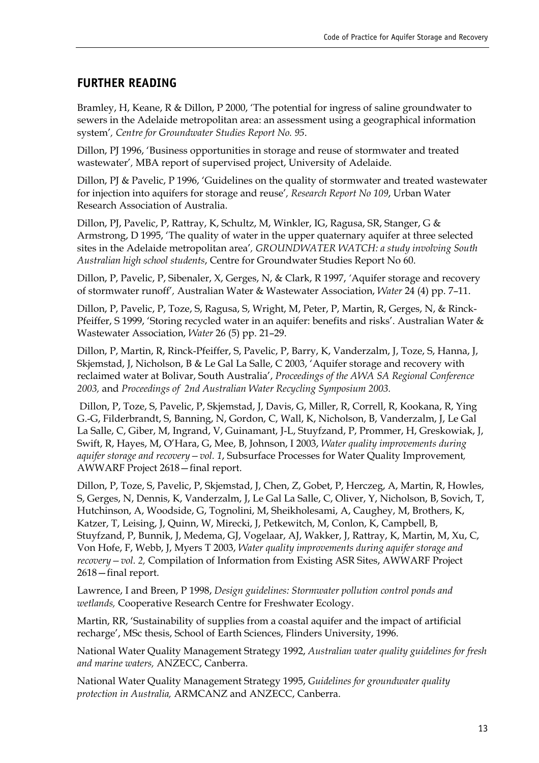## FURTHER READING

Bramley, H, Keane, R & Dillon, P 2000, 'The potential for ingress of saline groundwater to sewers in the Adelaide metropolitan area: an assessment using a geographical information system', *Centre for Groundwater Studies Report No. 95*.

Dillon, PJ 1996, 'Business opportunities in storage and reuse of stormwater and treated wastewater', MBA report of supervised project, University of Adelaide.

Dillon, PJ & Pavelic, P 1996, 'Guidelines on the quality of stormwater and treated wastewater for injection into aquifers for storage and reuse', *Research Report No 109*, Urban Water Research Association of Australia.

Dillon, PJ, Pavelic, P, Rattray, K, Schultz, M, Winkler, IG, Ragusa, SR, Stanger, G & Armstrong, D 1995, 'The quality of water in the upper quaternary aquifer at three selected sites in the Adelaide metropolitan area', *GROUNDWATER WATCH: a study involving South Australian high school students*, Centre for Groundwater Studies Report No 60.

Dillon, P, Pavelic, P, Sibenaler, X, Gerges, N, & Clark, R 1997, 'Aquifer storage and recovery of stormwater runoff', Australian Water & Wastewater Association, *Water* 24 (4) pp. 7–11.

Dillon, P, Pavelic, P, Toze, S, Ragusa, S, Wright, M, Peter, P, Martin, R, Gerges, N, & Rinck-Pfeiffer, S 1999, 'Storing recycled water in an aquifer: benefits and risks'. Australian Water & Wastewater Association, *Water* 26 (5) pp. 21–29.

Dillon, P, Martin, R, Rinck-Pfeiffer, S, Pavelic, P, Barry, K, Vanderzalm, J, Toze, S, Hanna, J, Skjemstad, J, Nicholson, B & Le Gal La Salle, C 2003, 'Aquifer storage and recovery with reclaimed water at Bolivar, South Australia', *Proceedings of the AWA SA Regional Conference 2003,* and *Proceedings of 2nd Australian Water Recycling Symposium 2003.*

Dillon, P, Toze, S, Pavelic, P, Skjemstad, J, Davis, G, Miller, R, Correll, R, Kookana, R, Ying G.-G, Filderbrandt, S, Banning, N, Gordon, C, Wall, K, Nicholson, B, Vanderzalm, J, Le Gal La Salle, C, Giber, M, Ingrand, V, Guinamant, J-L, Stuyfzand, P, Prommer, H, Greskowiak, J, Swift, R, Hayes, M, O'Hara, G, Mee, B, Johnson, I 2003, *Water quality improvements during aquifer storage and recovery—vol. 1*, Subsurface Processes for Water Quality Improvement, AWWARF Project 2618—final report.

Dillon, P, Toze, S, Pavelic, P, Skjemstad, J, Chen, Z, Gobet, P, Herczeg, A, Martin, R, Howles, S, Gerges, N, Dennis, K, Vanderzalm, J, Le Gal La Salle, C, Oliver, Y, Nicholson, B, Sovich, T, Hutchinson, A, Woodside, G, Tognolini, M, Sheikholesami, A, Caughey, M, Brothers, K, Katzer, T, Leising, J, Quinn, W, Mirecki, J, Petkewitch, M, Conlon, K, Campbell, B, Stuyfzand, P, Bunnik, J, Medema, GJ, Vogelaar, AJ, Wakker, J, Rattray, K, Martin, M, Xu, C, Von Hofe, F, Webb, J, Myers T 2003, *Water quality improvements during aquifer storage and recovery—vol. 2,* Compilation of Information from Existing ASR Sites, AWWARF Project 2618—final report.

Lawrence, I and Breen, P 1998, *Design guidelines: Stormwater pollution control ponds and wetlands,* Cooperative Research Centre for Freshwater Ecology.

Martin, RR, 'Sustainability of supplies from a coastal aquifer and the impact of artificial recharge', MSc thesis, School of Earth Sciences, Flinders University, 1996.

National Water Quality Management Strategy 1992, *Australian water quality guidelines for fresh and marine waters,* ANZECC, Canberra.

National Water Quality Management Strategy 1995, *Guidelines for groundwater quality protection in Australia,* ARMCANZ and ANZECC, Canberra.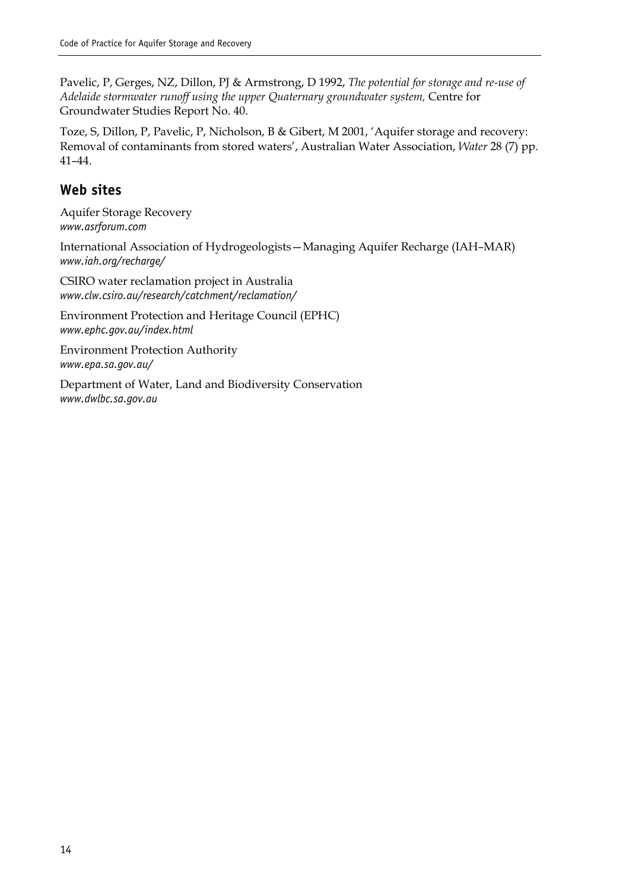Pavelic, P, Gerges, NZ, Dillon, PJ & Armstrong, D 1992, *The potential for storage and re-use of Adelaide stormwater runoff using the upper Quaternary groundwater system,* Centre for Groundwater Studies Report No. 40.

Toze, S, Dillon, P, Pavelic, P, Nicholson, B & Gibert, M 2001, 'Aquifer storage and recovery: Removal of contaminants from stored waters', Australian Water Association, *Water* 28 (7) pp. 41–44.

## Web sites

Aquifer Storage Recovery
*www.asrforum.com*

International Association of Hydrogeologists—Managing Aquifer Recharge (IAH–MAR)
*www.iah.org/recharge/*

CSIRO water reclamation project in Australia
*www.clw.csiro.au/research/catchment/reclamation/*

Environment Protection and Heritage Council (EPHC)
*www.ephc.gov.au/index.html*

Environment Protection Authority
*www.epa.sa.gov.au/*

Department of Water, Land and Biodiversity Conservation
*www.dwlbc.sa.gov.au*